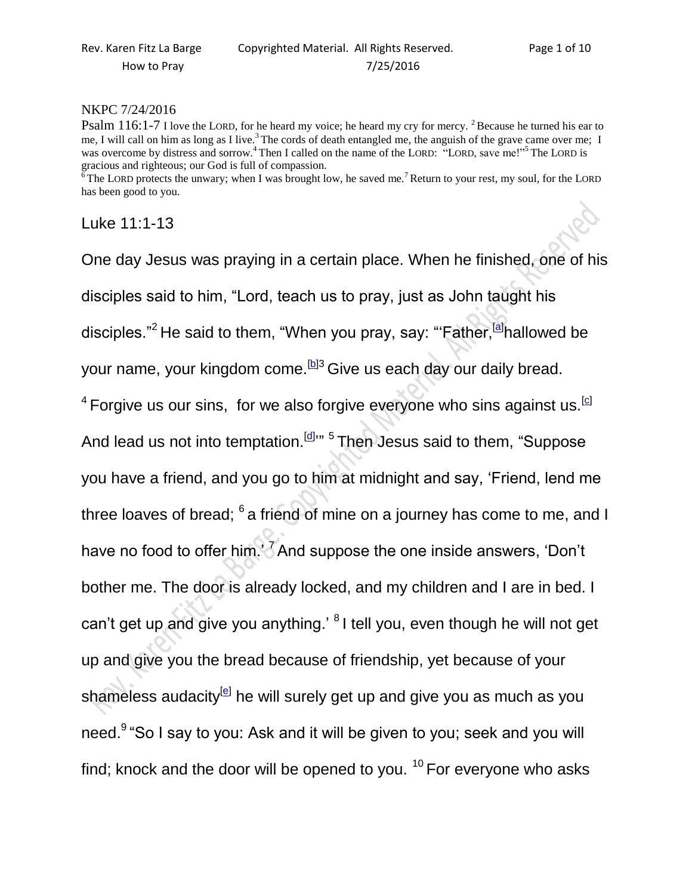NKPC 7/24/2016

Psalm 116:1-7 I love the LORD, for he heard my voice; he heard my cry for mercy. [2] Because he turned his ear to me, I will call on him as long as I live.[3] The cords of death entangled me, the anguish of the grave came over me; I was overcome by distress and sorrow.[4] Then I called on the name of the LORD: "LORD, save me!"[5] The LORD is gracious and righteous; our God is full of compassion.

[6] The LORD protects the unwary; when I was brought low, he saved me.[7] Return to your rest, my soul, for the LORD has been good to you.

## Luke 11:1-13

One day Jesus was praying in a certain place. When he finished, one of his disciples said to him, "Lord, teach us to pray, just as John taught his disciples."[2] He said to them, "When you pray, say: "'Father,[a] hallowed be your name, your kingdom come.[b][3] Give us each day our daily bread. [4] Forgive us our sins, for we also forgive everyone who sins against us.[c] And lead us not into temptation.[d]'" [5] Then Jesus said to them, "Suppose you have a friend, and you go to him at midnight and say, 'Friend, lend me three loaves of bread; [6] a friend of mine on a journey has come to me, and I have no food to offer him.' [7] And suppose the one inside answers, 'Don't bother me. The door is already locked, and my children and I are in bed. I can't get up and give you anything.' [8] I tell you, even though he will not get up and give you the bread because of friendship, yet because of your shameless audacity[e] he will surely get up and give you as much as you need.[9] "So I say to you: Ask and it will be given to you; seek and you will find; knock and the door will be opened to you. [10] For everyone who asks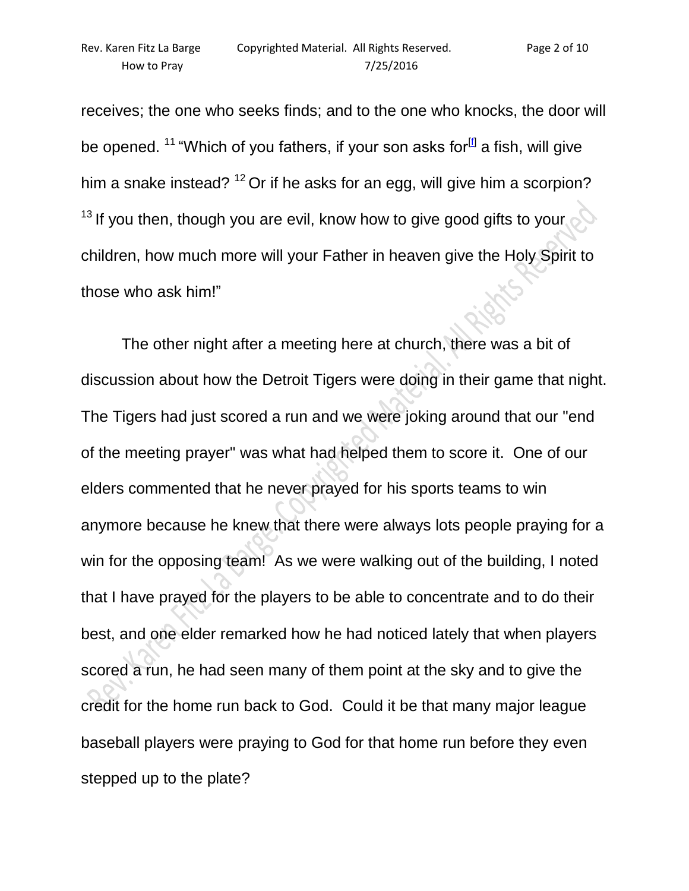receives; the one who seeks finds; and to the one who knocks, the door will be opened. [11] "Which of you fathers, if your son asks for[f] a fish, will give him a snake instead? [12] Or if he asks for an egg, will give him a scorpion? [13] If you then, though you are evil, know how to give good gifts to your children, how much more will your Father in heaven give the Holy Spirit to those who ask him!"

The other night after a meeting here at church, there was a bit of discussion about how the Detroit Tigers were doing in their game that night. The Tigers had just scored a run and we were joking around that our "end of the meeting prayer" was what had helped them to score it. One of our elders commented that he never prayed for his sports teams to win anymore because he knew that there were always lots people praying for a win for the opposing team! As we were walking out of the building, I noted that I have prayed for the players to be able to concentrate and to do their best, and one elder remarked how he had noticed lately that when players scored a run, he had seen many of them point at the sky and to give the credit for the home run back to God. Could it be that many major league baseball players were praying to God for that home run before they even stepped up to the plate?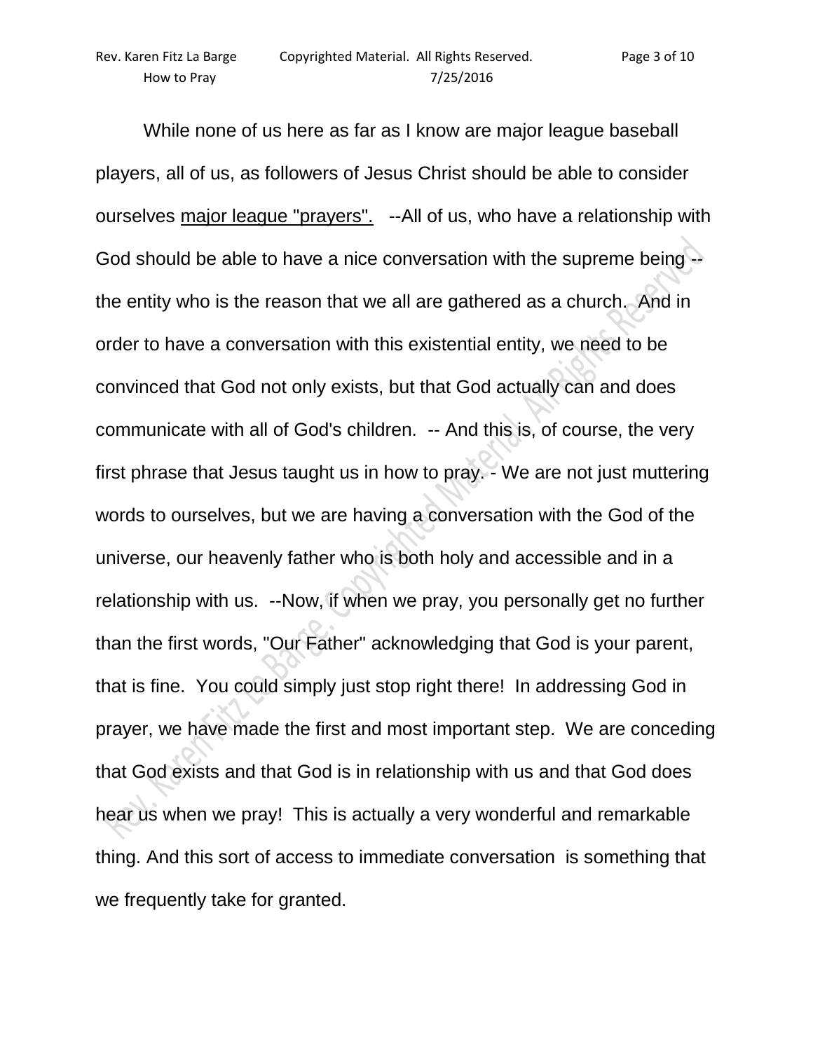While none of us here as far as I know are major league baseball players, all of us, as followers of Jesus Christ should be able to consider ourselves <u>major league "prayers".</u> --All of us, who have a relationship with God should be able to have a nice conversation with the supreme being -- the entity who is the reason that we all are gathered as a church. And in order to have a conversation with this existential entity, we need to be convinced that God not only exists, but that God actually can and does communicate with all of God's children. -- And this is, of course, the very first phrase that Jesus taught us in how to pray. - We are not just muttering words to ourselves, but we are having a conversation with the God of the universe, our heavenly father who is both holy and accessible and in a relationship with us. --Now, if when we pray, you personally get no further than the first words, "Our Father" acknowledging that God is your parent, that is fine. You could simply just stop right there! In addressing God in prayer, we have made the first and most important step. We are conceding that God exists and that God is in relationship with us and that God does hear us when we pray! This is actually a very wonderful and remarkable thing. And this sort of access to immediate conversation is something that we frequently take for granted.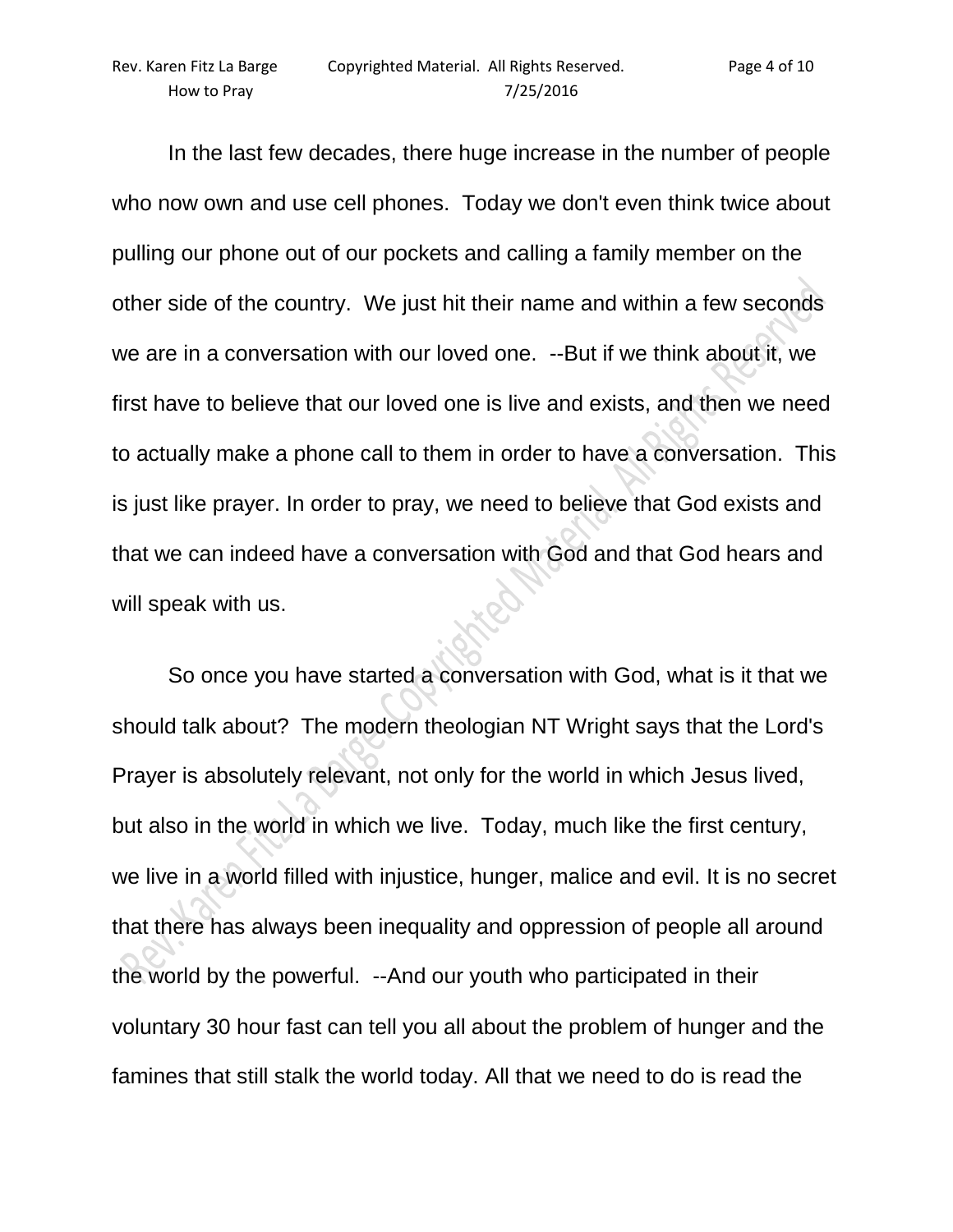In the last few decades, there huge increase in the number of people who now own and use cell phones. Today we don't even think twice about pulling our phone out of our pockets and calling a family member on the other side of the country. We just hit their name and within a few seconds we are in a conversation with our loved one. --But if we think about it, we first have to believe that our loved one is live and exists, and then we need to actually make a phone call to them in order to have a conversation. This is just like prayer. In order to pray, we need to believe that God exists and that we can indeed have a conversation with God and that God hears and will speak with us.

So once you have started a conversation with God, what is it that we should talk about? The modern theologian NT Wright says that the Lord's Prayer is absolutely relevant, not only for the world in which Jesus lived, but also in the world in which we live. Today, much like the first century, we live in a world filled with injustice, hunger, malice and evil. It is no secret that there has always been inequality and oppression of people all around the world by the powerful. --And our youth who participated in their voluntary 30 hour fast can tell you all about the problem of hunger and the famines that still stalk the world today. All that we need to do is read the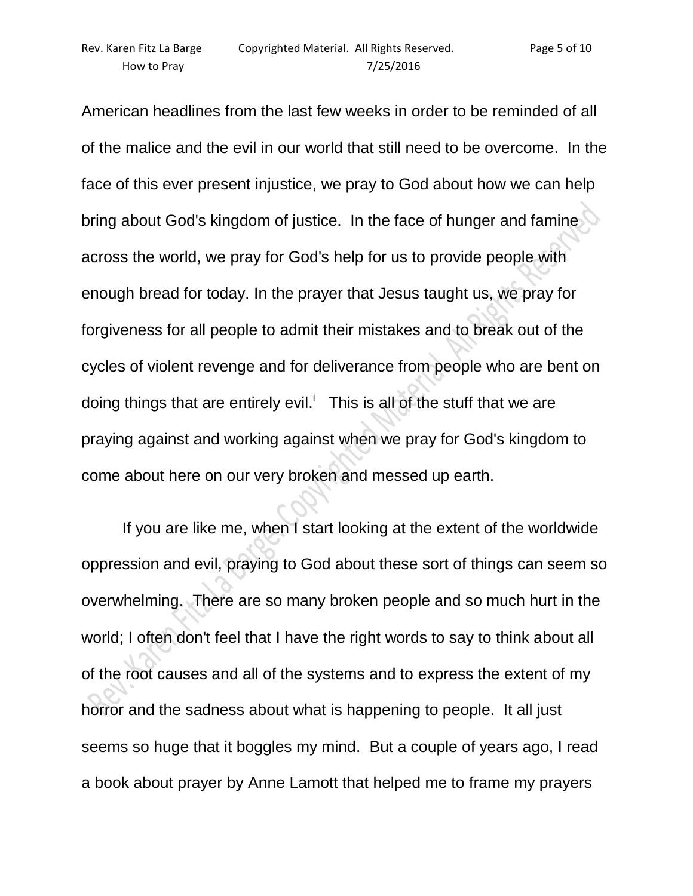American headlines from the last few weeks in order to be reminded of all of the malice and the evil in our world that still need to be overcome. In the face of this ever present injustice, we pray to God about how we can help bring about God's kingdom of justice. In the face of hunger and famine across the world, we pray for God's help for us to provide people with enough bread for today. In the prayer that Jesus taught us, we pray for forgiveness for all people to admit their mistakes and to break out of the cycles of violent revenge and for deliverance from people who are bent on doing things that are entirely evil.[i] This is all of the stuff that we are praying against and working against when we pray for God's kingdom to come about here on our very broken and messed up earth.

If you are like me, when I start looking at the extent of the worldwide oppression and evil, praying to God about these sort of things can seem so overwhelming. There are so many broken people and so much hurt in the world; I often don't feel that I have the right words to say to think about all of the root causes and all of the systems and to express the extent of my horror and the sadness about what is happening to people. It all just seems so huge that it boggles my mind. But a couple of years ago, I read a book about prayer by Anne Lamott that helped me to frame my prayers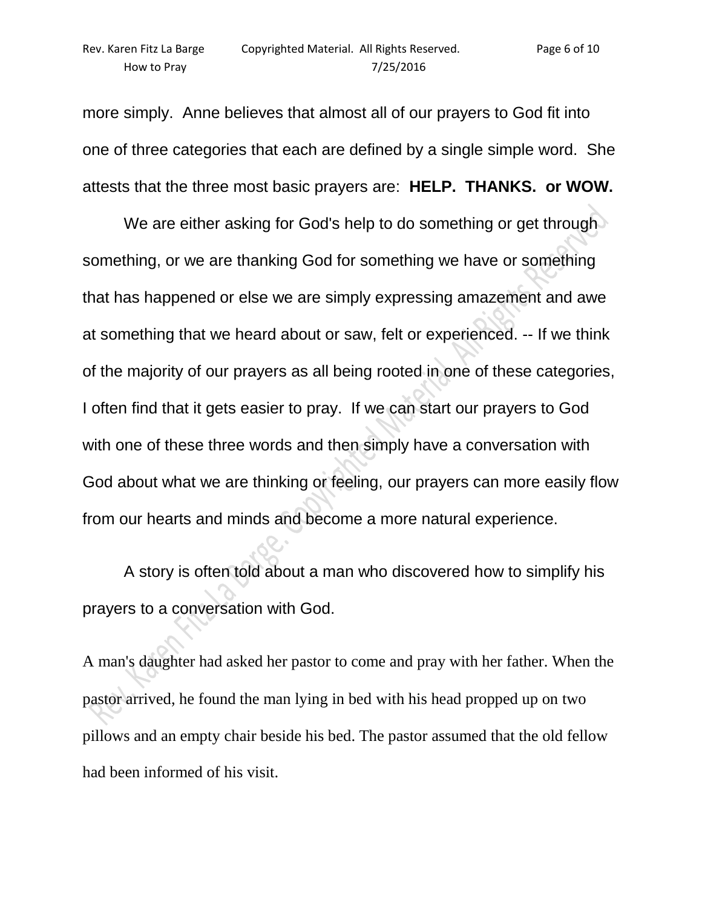more simply.  Anne believes that almost all of our prayers to God fit into one of three categories that each are defined by a single simple word.  She attests that the three most basic prayers are:  **HELP.  THANKS.  or WOW.**

We are either asking for God's help to do something or get through something, or we are thanking God for something we have or something that has happened or else we are simply expressing amazement and awe at something that we heard about or saw, felt or experienced. -- If we think of the majority of our prayers as all being rooted in one of these categories, I often find that it gets easier to pray.  If we can start our prayers to God with one of these three words and then simply have a conversation with God about what we are thinking or feeling, our prayers can more easily flow from our hearts and minds and become a more natural experience.

A story is often told about a man who discovered how to simplify his prayers to a conversation with God.

A man's daughter had asked her pastor to come and pray with her father. When the pastor arrived, he found the man lying in bed with his head propped up on two pillows and an empty chair beside his bed. The pastor assumed that the old fellow had been informed of his visit.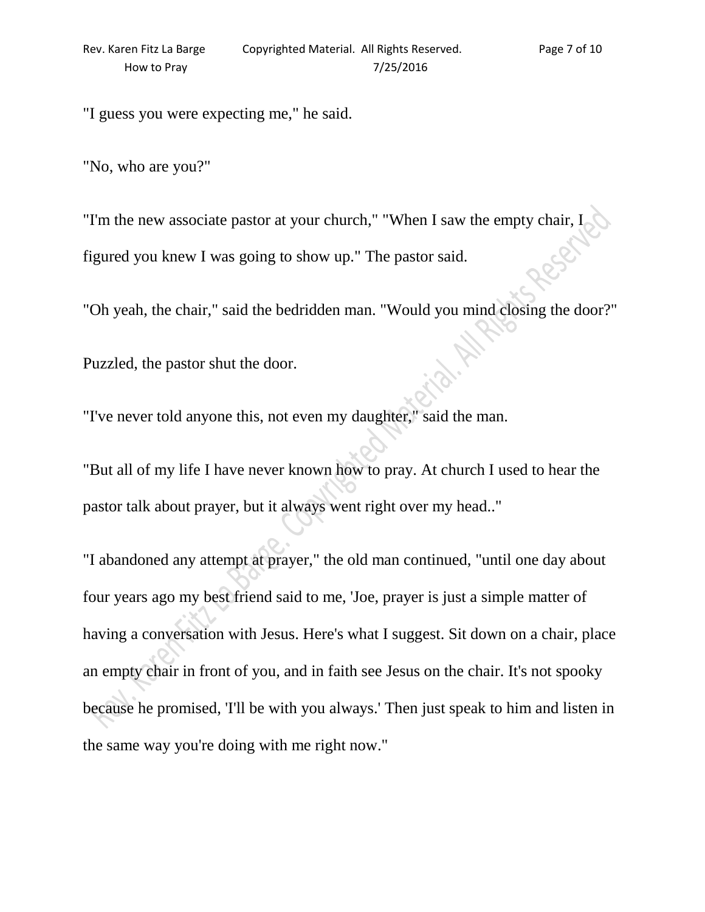"I guess you were expecting me," he said.

"No, who are you?"

"I'm the new associate pastor at your church," "When I saw the empty chair, I figured you knew I was going to show up." The pastor said.

"Oh yeah, the chair," said the bedridden man. "Would you mind closing the door?"

Puzzled, the pastor shut the door.

"I've never told anyone this, not even my daughter," said the man.

"But all of my life I have never known how to pray. At church I used to hear the pastor talk about prayer, but it always went right over my head.."

"I abandoned any attempt at prayer," the old man continued, "until one day about four years ago my best friend said to me, 'Joe, prayer is just a simple matter of having a conversation with Jesus. Here's what I suggest. Sit down on a chair, place an empty chair in front of you, and in faith see Jesus on the chair. It's not spooky because he promised, 'I'll be with you always.' Then just speak to him and listen in the same way you're doing with me right now."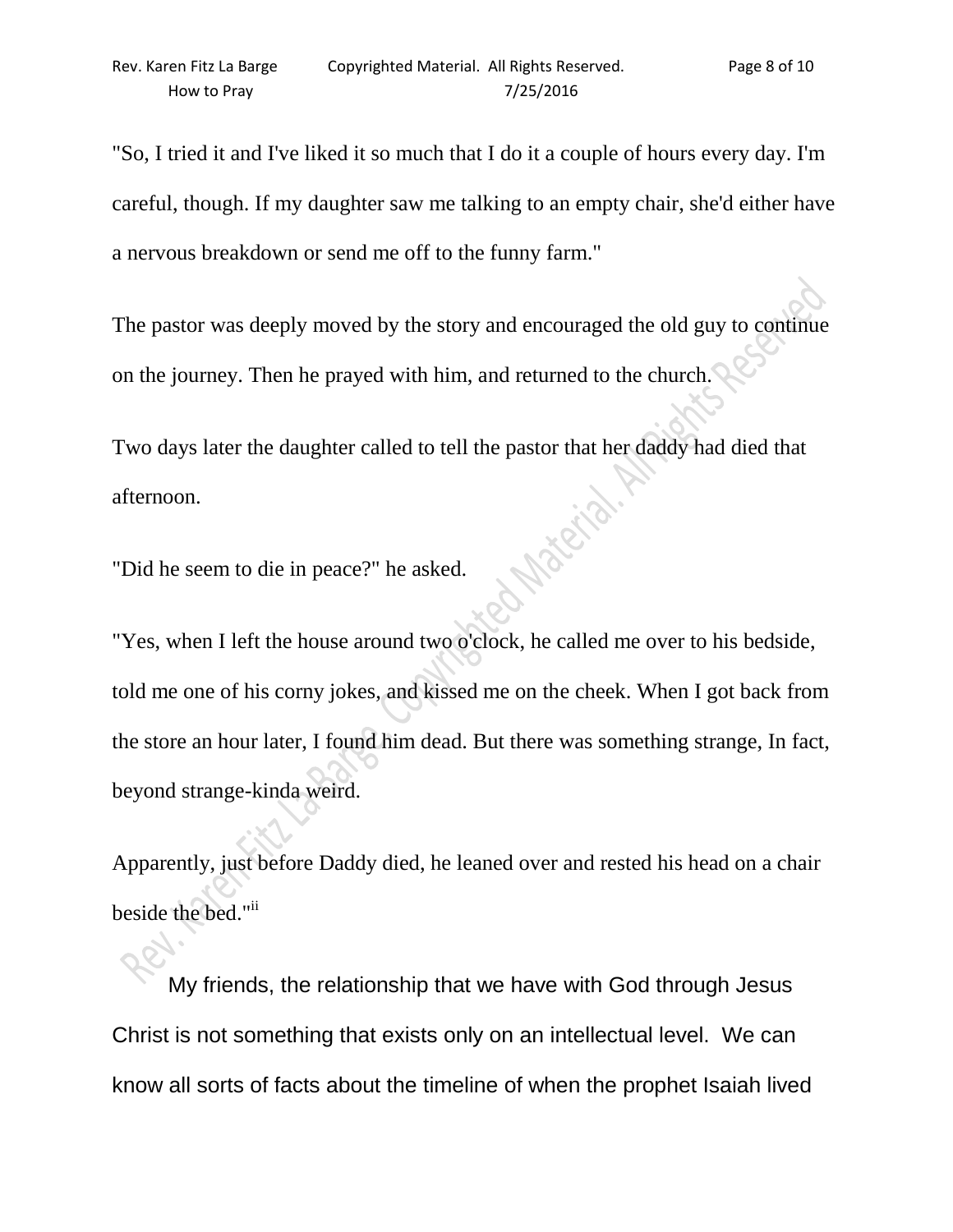"So, I tried it and I've liked it so much that I do it a couple of hours every day. I'm careful, though. If my daughter saw me talking to an empty chair, she'd either have a nervous breakdown or send me off to the funny farm."

The pastor was deeply moved by the story and encouraged the old guy to continue on the journey. Then he prayed with him, and returned to the church.

Two days later the daughter called to tell the pastor that her daddy had died that afternoon.

"Did he seem to die in peace?" he asked.

"Yes, when I left the house around two o'clock, he called me over to his bedside, told me one of his corny jokes, and kissed me on the cheek. When I got back from the store an hour later, I found him dead. But there was something strange, In fact, beyond strange-kinda weird.

Apparently, just before Daddy died, he leaned over and rested his head on a chair beside the bed."[ii]

My friends, the relationship that we have with God through Jesus Christ is not something that exists only on an intellectual level. We can know all sorts of facts about the timeline of when the prophet Isaiah lived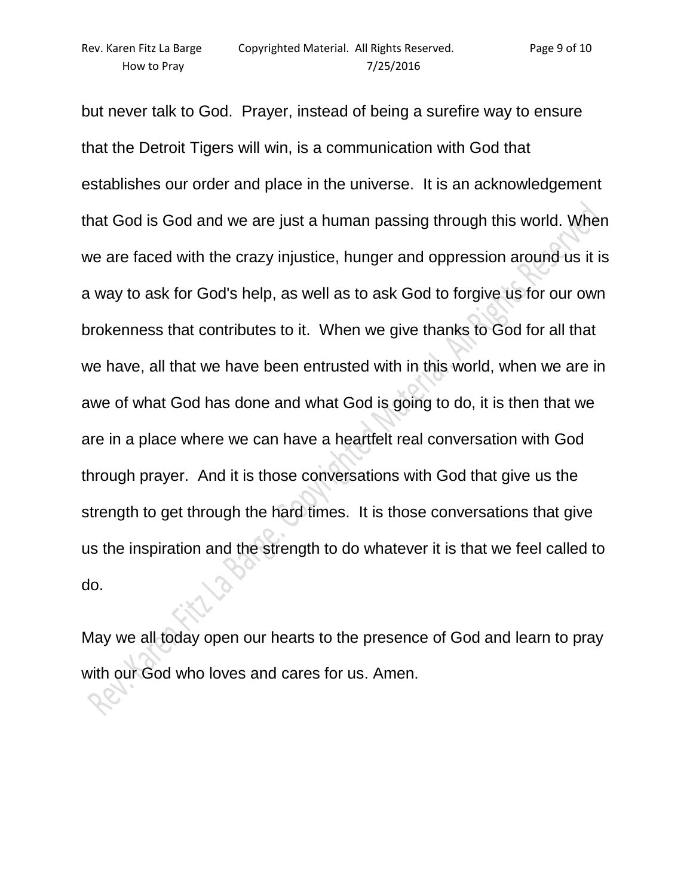but never talk to God. Prayer, instead of being a surefire way to ensure that the Detroit Tigers will win, is a communication with God that establishes our order and place in the universe. It is an acknowledgement that God is God and we are just a human passing through this world. When we are faced with the crazy injustice, hunger and oppression around us it is a way to ask for God's help, as well as to ask God to forgive us for our own brokenness that contributes to it. When we give thanks to God for all that we have, all that we have been entrusted with in this world, when we are in awe of what God has done and what God is going to do, it is then that we are in a place where we can have a heartfelt real conversation with God through prayer. And it is those conversations with God that give us the strength to get through the hard times. It is those conversations that give us the inspiration and the strength to do whatever it is that we feel called to do.

May we all today open our hearts to the presence of God and learn to pray with our God who loves and cares for us. Amen.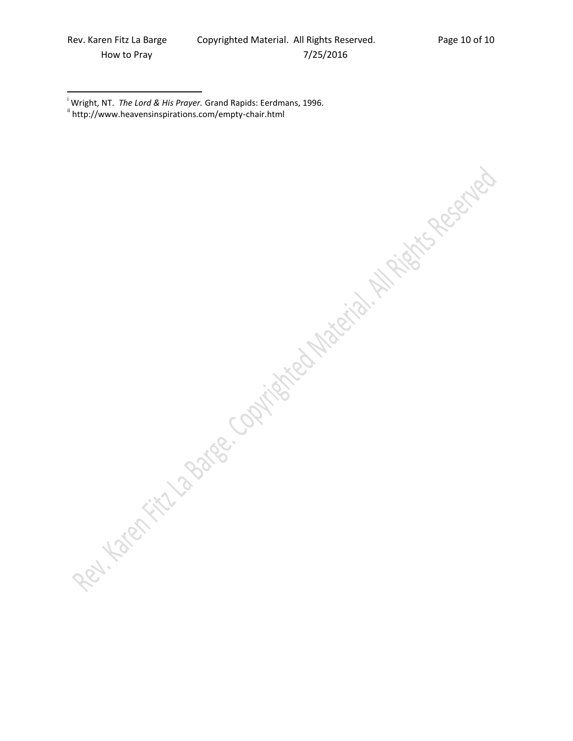[i] Wright, NT. *The Lord & His Prayer.* Grand Rapids: Eerdmans, 1996.

[ii] http://www.heavensinspirations.com/empty-chair.html